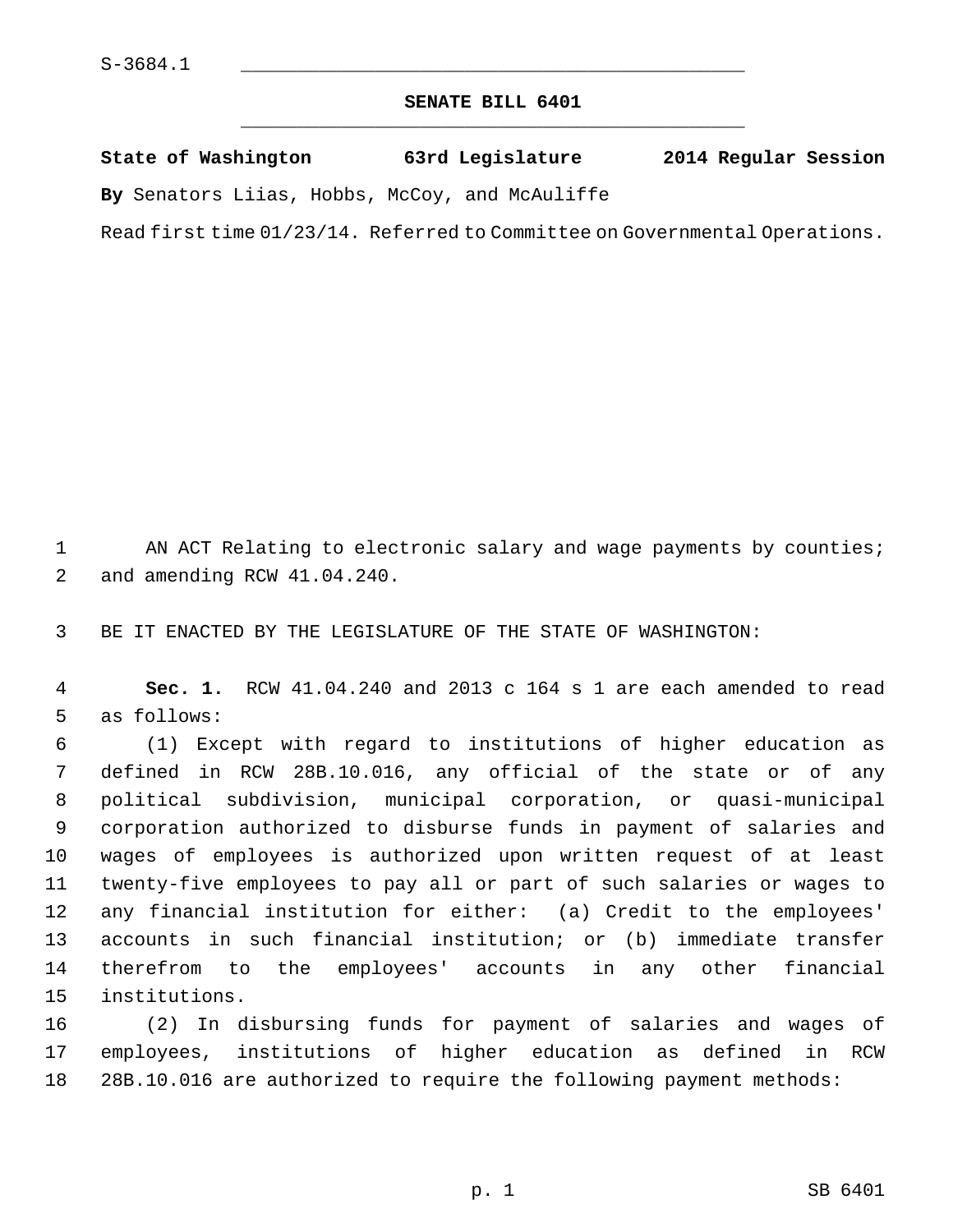S-3684.1

# SENATE BILL 6401

**State of Washington 63rd Legislature 2014 Regular Session**

**By** Senators Liias, Hobbs, McCoy, and McAuliffe

Read first time 01/23/14. Referred to Committee on Governmental Operations.

AN ACT Relating to electronic salary and wage payments by counties; and amending RCW 41.04.240.

BE IT ENACTED BY THE LEGISLATURE OF THE STATE OF WASHINGTON:

**Sec. 1.** RCW 41.04.240 and 2013 c 164 s 1 are each amended to read as follows:

(1) Except with regard to institutions of higher education as defined in RCW 28B.10.016, any official of the state or of any political subdivision, municipal corporation, or quasi-municipal corporation authorized to disburse funds in payment of salaries and wages of employees is authorized upon written request of at least twenty-five employees to pay all or part of such salaries or wages to any financial institution for either: (a) Credit to the employees' accounts in such financial institution; or (b) immediate transfer therefrom to the employees' accounts in any other financial institutions.

(2) In disbursing funds for payment of salaries and wages of employees, institutions of higher education as defined in RCW 28B.10.016 are authorized to require the following payment methods: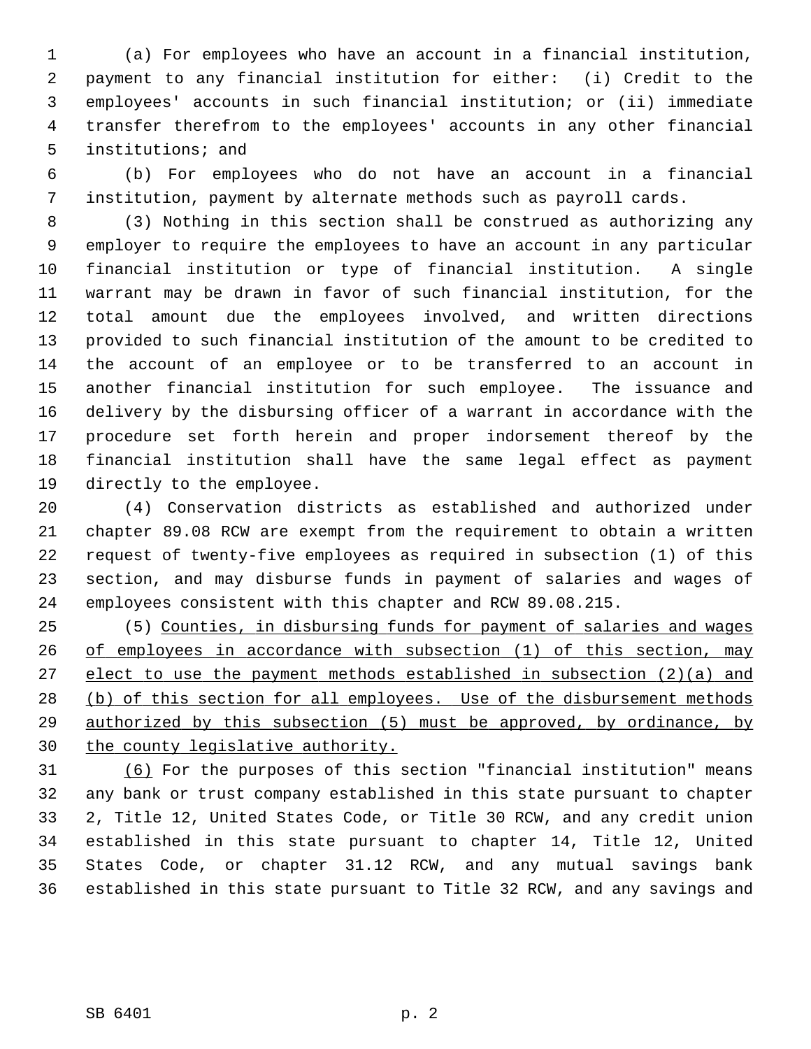(a) For employees who have an account in a financial institution, payment to any financial institution for either: (i) Credit to the employees' accounts in such financial institution; or (ii) immediate transfer therefrom to the employees' accounts in any other financial institutions; and

(b) For employees who do not have an account in a financial institution, payment by alternate methods such as payroll cards.

(3) Nothing in this section shall be construed as authorizing any employer to require the employees to have an account in any particular financial institution or type of financial institution. A single warrant may be drawn in favor of such financial institution, for the total amount due the employees involved, and written directions provided to such financial institution of the amount to be credited to the account of an employee or to be transferred to an account in another financial institution for such employee. The issuance and delivery by the disbursing officer of a warrant in accordance with the procedure set forth herein and proper indorsement thereof by the financial institution shall have the same legal effect as payment directly to the employee.

(4) Conservation districts as established and authorized under chapter 89.08 RCW are exempt from the requirement to obtain a written request of twenty-five employees as required in subsection (1) of this section, and may disburse funds in payment of salaries and wages of employees consistent with this chapter and RCW 89.08.215.

(5) <u>Counties, in disbursing funds for payment of salaries and wages of employees in accordance with subsection (1) of this section, may elect to use the payment methods established in subsection (2)(a) and (b) of this section for all employees. Use of the disbursement methods authorized by this subsection (5) must be approved, by ordinance, by the county legislative authority.</u>

<u>(6)</u> For the purposes of this section "financial institution" means any bank or trust company established in this state pursuant to chapter 2, Title 12, United States Code, or Title 30 RCW, and any credit union established in this state pursuant to chapter 14, Title 12, United States Code, or chapter 31.12 RCW, and any mutual savings bank established in this state pursuant to Title 32 RCW, and any savings and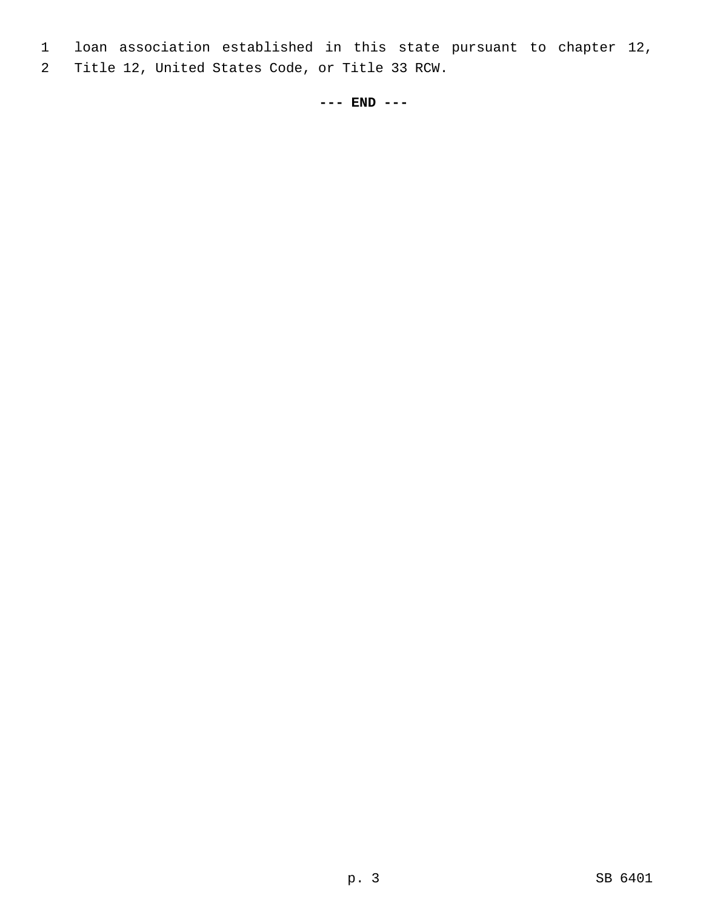loan association established in this state pursuant to chapter 12, Title 12, United States Code, or Title 33 RCW.

**--- END ---**